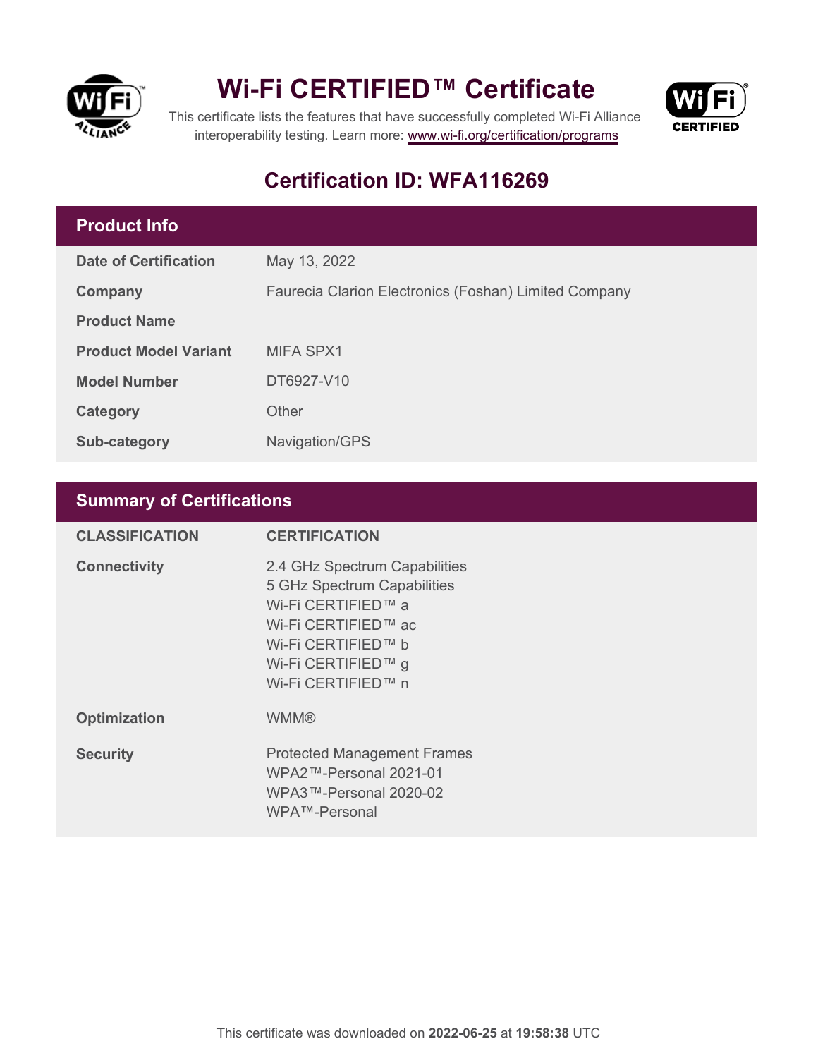# Wi-Fi CERTIFIED™ Certificate

This certificate lists the features that have successfully completed Wi-Fi Alliance interoperability testing. Learn more: www.wi-fi.org/certification/programs

## Certification ID: WFA116269

### Product Info

| | |
|---|---|
| **Date of Certification** | May 13, 2022 |
| **Company** | Faurecia Clarion Electronics (Foshan) Limited Company |
| **Product Name** | |
| **Product Model Variant** | MIFA SPX1 |
| **Model Number** | DT6927-V10 |
| **Category** | Other |
| **Sub-category** | Navigation/GPS |

### Summary of Certifications

| CLASSIFICATION | CERTIFICATION |
|---|---|
| **Connectivity** | 2.4 GHz Spectrum Capabilities<br>5 GHz Spectrum Capabilities<br>Wi-Fi CERTIFIED™ a<br>Wi-Fi CERTIFIED™ ac<br>Wi-Fi CERTIFIED™ b<br>Wi-Fi CERTIFIED™ g<br>Wi-Fi CERTIFIED™ n |
| **Optimization** | WMM® |
| **Security** | Protected Management Frames<br>WPA2™-Personal 2021-01<br>WPA3™-Personal 2020-02<br>WPA™-Personal |

This certificate was downloaded on **2022-06-25** at **19:58:38** UTC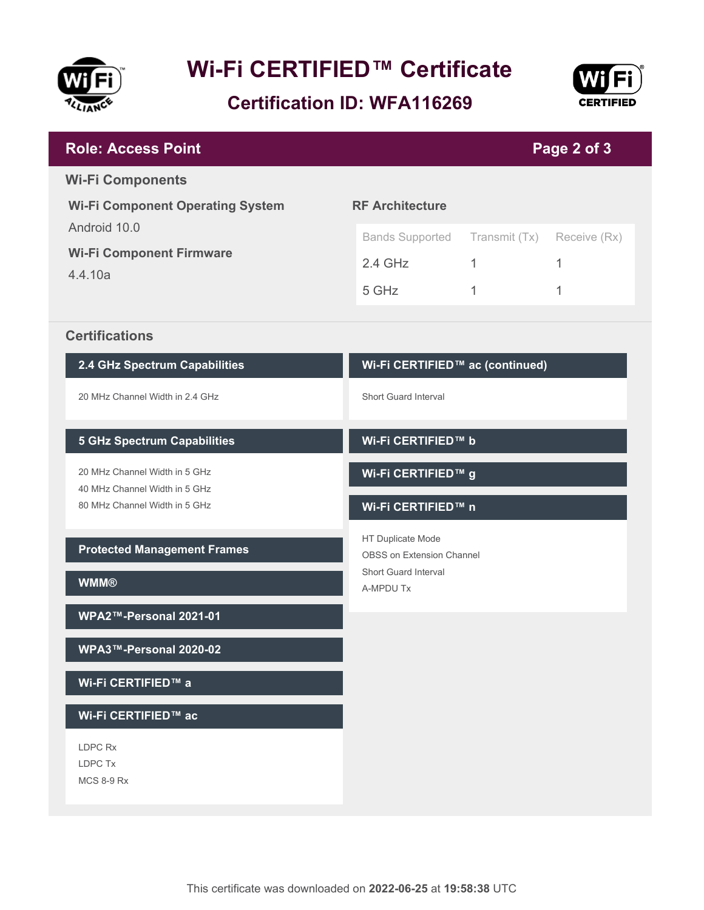# Wi-Fi CERTIFIED™ Certificate

## Certification ID: WFA116269

**Role: Access Point**

## Wi-Fi Components

### Wi-Fi Component Operating System

Android 10.0

### Wi-Fi Component Firmware

4.4.10a

### RF Architecture

| Bands Supported | Transmit (Tx) | Receive (Rx) |
| --- | --- | --- |
| 2.4 GHz | 1 | 1 |
| 5 GHz | 1 | 1 |

## Certifications

### 2.4 GHz Spectrum Capabilities

- 20 MHz Channel Width in 2.4 GHz

### 5 GHz Spectrum Capabilities

- 20 MHz Channel Width in 5 GHz
- 40 MHz Channel Width in 5 GHz
- 80 MHz Channel Width in 5 GHz

### Protected Management Frames

### WMM®

### WPA2™-Personal 2021-01

### WPA3™-Personal 2020-02

### Wi-Fi CERTIFIED™ a

### Wi-Fi CERTIFIED™ ac

- LDPC Rx
- LDPC Tx
- MCS 8-9 Rx

### Wi-Fi CERTIFIED™ ac (continued)

- Short Guard Interval

### Wi-Fi CERTIFIED™ b

### Wi-Fi CERTIFIED™ g

### Wi-Fi CERTIFIED™ n

- HT Duplicate Mode
- OBSS on Extension Channel
- Short Guard Interval
- A-MPDU Tx

This certificate was downloaded on **2022-06-25** at **19:58:38** UTC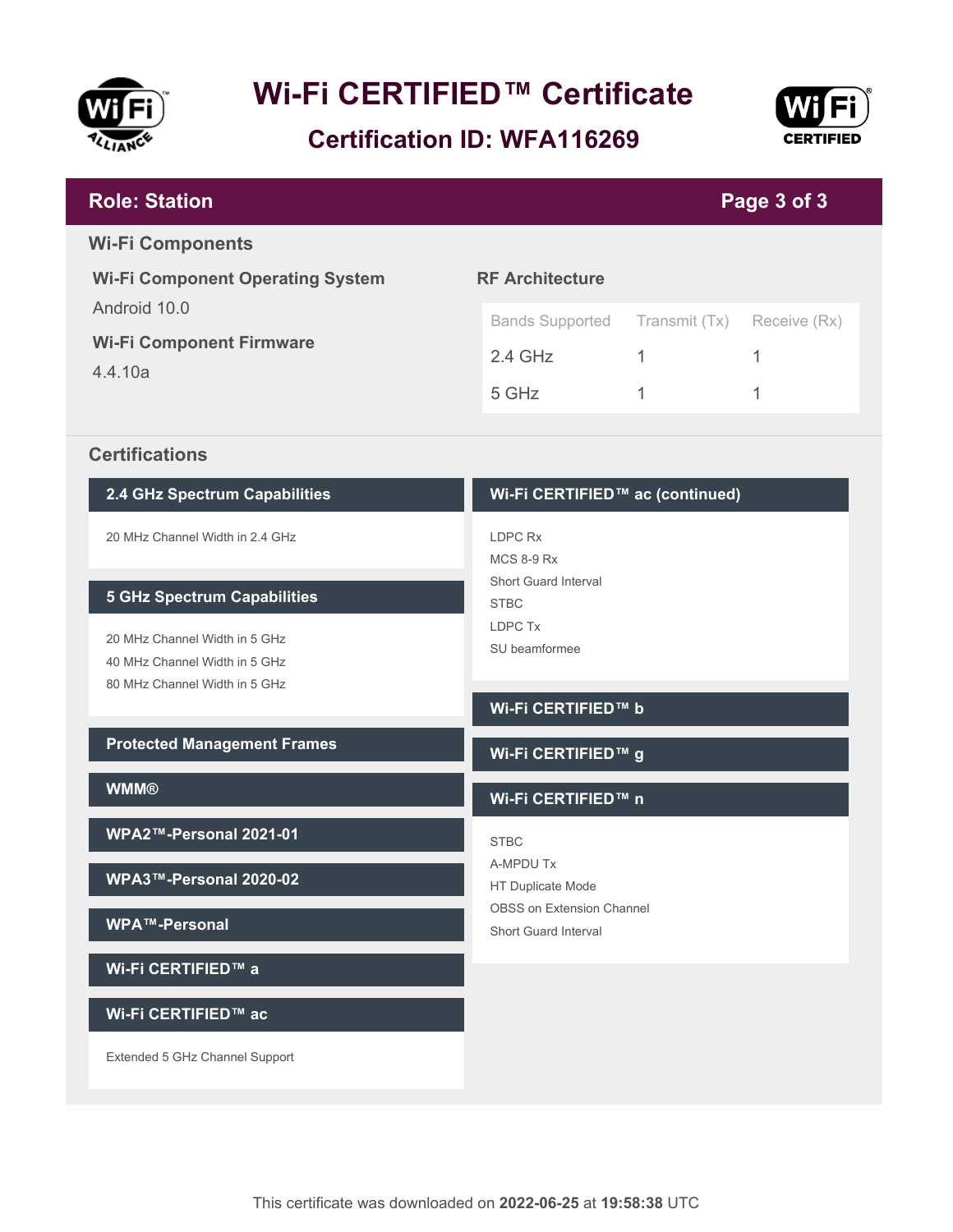# Wi-Fi CERTIFIED™ Certificate

## Certification ID: WFA116269

**Role: Station**

## Wi-Fi Components

### Wi-Fi Component Operating System

Android 10.0

### Wi-Fi Component Firmware

4.4.10a

### RF Architecture

| Bands Supported | Transmit (Tx) | Receive (Rx) |
|---|---|---|
| 2.4 GHz | 1 | 1 |
| 5 GHz | 1 | 1 |

## Certifications

### 2.4 GHz Spectrum Capabilities

- 20 MHz Channel Width in 2.4 GHz

### 5 GHz Spectrum Capabilities

- 20 MHz Channel Width in 5 GHz
- 40 MHz Channel Width in 5 GHz
- 80 MHz Channel Width in 5 GHz

### Protected Management Frames

### WMM®

### WPA2™-Personal 2021-01

### WPA3™-Personal 2020-02

### WPA™-Personal

### Wi-Fi CERTIFIED™ a

### Wi-Fi CERTIFIED™ ac

- Extended 5 GHz Channel Support

### Wi-Fi CERTIFIED™ ac (continued)

- LDPC Rx
- MCS 8-9 Rx
- Short Guard Interval
- STBC
- LDPC Tx
- SU beamformee

### Wi-Fi CERTIFIED™ b

### Wi-Fi CERTIFIED™ g

### Wi-Fi CERTIFIED™ n

- STBC
- A-MPDU Tx
- HT Duplicate Mode
- OBSS on Extension Channel
- Short Guard Interval

This certificate was downloaded on **2022-06-25** at **19:58:38** UTC